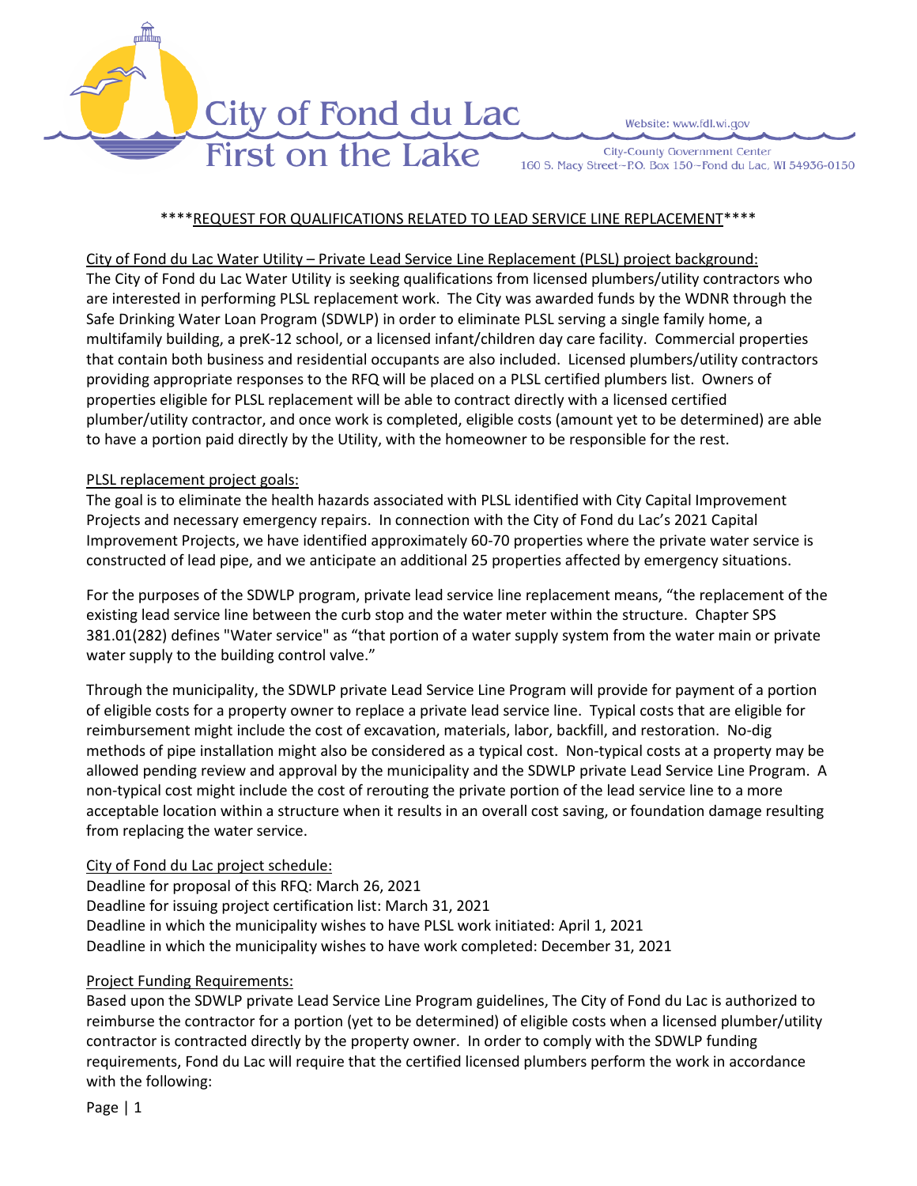City of Fond du Lac
First on the Lake

Website: www.fdl.wi.gov

City-County Government Center
160 S. Macy Street–P.O. Box 150–Fond du Lac, WI 54936-0150

# ****REQUEST FOR QUALIFICATIONS RELATED TO LEAD SERVICE LINE REPLACEMENT****

## City of Fond du Lac Water Utility – Private Lead Service Line Replacement (PLSL) project background:

The City of Fond du Lac Water Utility is seeking qualifications from licensed plumbers/utility contractors who are interested in performing PLSL replacement work. The City was awarded funds by the WDNR through the Safe Drinking Water Loan Program (SDWLP) in order to eliminate PLSL serving a single family home, a multifamily building, a preK-12 school, or a licensed infant/children day care facility. Commercial properties that contain both business and residential occupants are also included. Licensed plumbers/utility contractors providing appropriate responses to the RFQ will be placed on a PLSL certified plumbers list. Owners of properties eligible for PLSL replacement will be able to contract directly with a licensed certified plumber/utility contractor, and once work is completed, eligible costs (amount yet to be determined) are able to have a portion paid directly by the Utility, with the homeowner to be responsible for the rest.

## PLSL replacement project goals:

The goal is to eliminate the health hazards associated with PLSL identified with City Capital Improvement Projects and necessary emergency repairs. In connection with the City of Fond du Lac's 2021 Capital Improvement Projects, we have identified approximately 60-70 properties where the private water service is constructed of lead pipe, and we anticipate an additional 25 properties affected by emergency situations.

For the purposes of the SDWLP program, private lead service line replacement means, "the replacement of the existing lead service line between the curb stop and the water meter within the structure. Chapter SPS 381.01(282) defines "Water service" as "that portion of a water supply system from the water main or private water supply to the building control valve."

Through the municipality, the SDWLP private Lead Service Line Program will provide for payment of a portion of eligible costs for a property owner to replace a private lead service line. Typical costs that are eligible for reimbursement might include the cost of excavation, materials, labor, backfill, and restoration. No-dig methods of pipe installation might also be considered as a typical cost. Non-typical costs at a property may be allowed pending review and approval by the municipality and the SDWLP private Lead Service Line Program. A non-typical cost might include the cost of rerouting the private portion of the lead service line to a more acceptable location within a structure when it results in an overall cost saving, or foundation damage resulting from replacing the water service.

## City of Fond du Lac project schedule:

Deadline for proposal of this RFQ: March 26, 2021
Deadline for issuing project certification list: March 31, 2021
Deadline in which the municipality wishes to have PLSL work initiated: April 1, 2021
Deadline in which the municipality wishes to have work completed: December 31, 2021

## Project Funding Requirements:

Based upon the SDWLP private Lead Service Line Program guidelines, The City of Fond du Lac is authorized to reimburse the contractor for a portion (yet to be determined) of eligible costs when a licensed plumber/utility contractor is contracted directly by the property owner. In order to comply with the SDWLP funding requirements, Fond du Lac will require that the certified licensed plumbers perform the work in accordance with the following: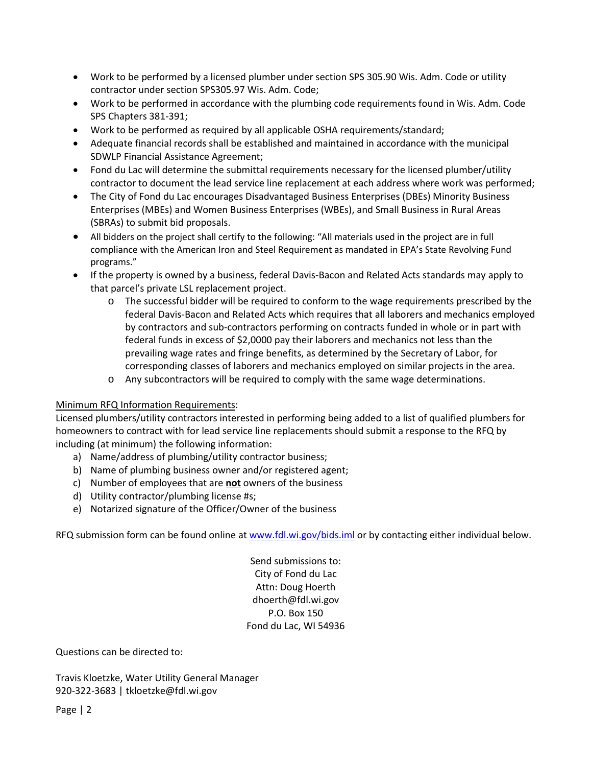- Work to be performed by a licensed plumber under section SPS 305.90 Wis. Adm. Code or utility contractor under section SPS305.97 Wis. Adm. Code;
- Work to be performed in accordance with the plumbing code requirements found in Wis. Adm. Code SPS Chapters 381-391;
- Work to be performed as required by all applicable OSHA requirements/standard;
- Adequate financial records shall be established and maintained in accordance with the municipal SDWLP Financial Assistance Agreement;
- Fond du Lac will determine the submittal requirements necessary for the licensed plumber/utility contractor to document the lead service line replacement at each address where work was performed;
- The City of Fond du Lac encourages Disadvantaged Business Enterprises (DBEs) Minority Business Enterprises (MBEs) and Women Business Enterprises (WBEs), and Small Business in Rural Areas (SBRAs) to submit bid proposals.
- All bidders on the project shall certify to the following: "All materials used in the project are in full compliance with the American Iron and Steel Requirement as mandated in EPA's State Revolving Fund programs."
- If the property is owned by a business, federal Davis-Bacon and Related Acts standards may apply to that parcel's private LSL replacement project.
  - The successful bidder will be required to conform to the wage requirements prescribed by the federal Davis-Bacon and Related Acts which requires that all laborers and mechanics employed by contractors and sub-contractors performing on contracts funded in whole or in part with federal funds in excess of $2,0000 pay their laborers and mechanics not less than the prevailing wage rates and fringe benefits, as determined by the Secretary of Labor, for corresponding classes of laborers and mechanics employed on similar projects in the area.
  - Any subcontractors will be required to comply with the same wage determinations.

<u>Minimum RFQ Information Requirements</u>:

Licensed plumbers/utility contractors interested in performing being added to a list of qualified plumbers for homeowners to contract with for lead service line replacements should submit a response to the RFQ by including (at minimum) the following information:

a) Name/address of plumbing/utility contractor business;
b) Name of plumbing business owner and/or registered agent;
c) Number of employees that are <u>**not**</u> owners of the business
d) Utility contractor/plumbing license #s;
e) Notarized signature of the Officer/Owner of the business

RFQ submission form can be found online at [www.fdl.wi.gov/bids.iml](www.fdl.wi.gov/bids.iml) or by contacting either individual below.

Send submissions to:
City of Fond du Lac
Attn: Doug Hoerth
dhoerth@fdl.wi.gov
P.O. Box 150
Fond du Lac, WI 54936

Questions can be directed to:

Travis Kloetzke, Water Utility General Manager
920-322-3683 | tkloetzke@fdl.wi.gov